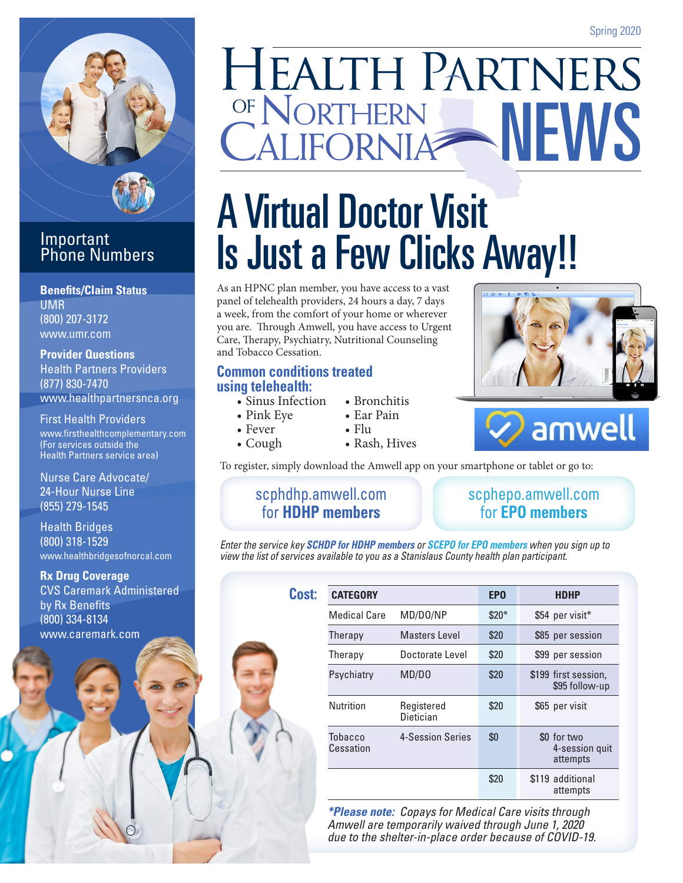Spring 2020

# Health Partners of Northern California NEWS

# A Virtual Doctor Visit Is Just a Few Clicks Away!!

As an HPNC plan member, you have access to a vast panel of telehealth providers, 24 hours a day, 7 days a week, from the comfort of your home or wherever you are. Through Amwell, you have access to Urgent Care, Therapy, Psychiatry, Nutritional Counseling and Tobacco Cessation.

## Common conditions treated using telehealth:

- Sinus Infection
- Pink Eye
- Fever
- Cough
- Bronchitis
- Ear Pain
- Flu
- Rash, Hives

amwell

To register, simply download the Amwell app on your smartphone or tablet or go to:

scphdhp.amwell.com for **HDHP members**

scphepo.amwell.com for **EPO members**

*Enter the service key **SCHDP for HDHP members** or **SCEPO for EPO members** when you sign up to view the list of services available to you as a Stanislaus County health plan participant.*

**Cost:**

| CATEGORY | | EPO | HDHP |
|---|---|---|---|
| Medical Care | MD/DO/NP | $20* | $54 per visit* |
| Therapy | Masters Level | $20 | $85 per session |
| Therapy | Doctorate Level | $20 | $99 per session |
| Psychiatry | MD/DO | $20 | $199 first session, $95 follow-up |
| Nutrition | Registered Dietician | $20 | $65 per visit |
| Tobacco Cessation | 4-Session Series | $0 | $0 for two 4-session quit attempts |
| | | $20 | $119 additional attempts |

***Please note:** Copays for Medical Care visits through Amwell are temporarily waived through June 1, 2020 due to the shelter-in-place order because of COVID-19.*

## Important Phone Numbers

**Benefits/Claim Status**
UMR
(800) 207-3172
www.umr.com

**Provider Questions**
Health Partners Providers
(877) 830-7470
www.healthpartnersnca.org

First Health Providers
www.firsthealthcomplementary.com
(For services outside the Health Partners service area)

Nurse Care Advocate/
24-Hour Nurse Line
(855) 279-1545

Health Bridges
(800) 318-1529
www.healthbridgesofnorcal.com

**Rx Drug Coverage**
CVS Caremark Administered by Rx Benefits
(800) 334-8134
www.caremark.com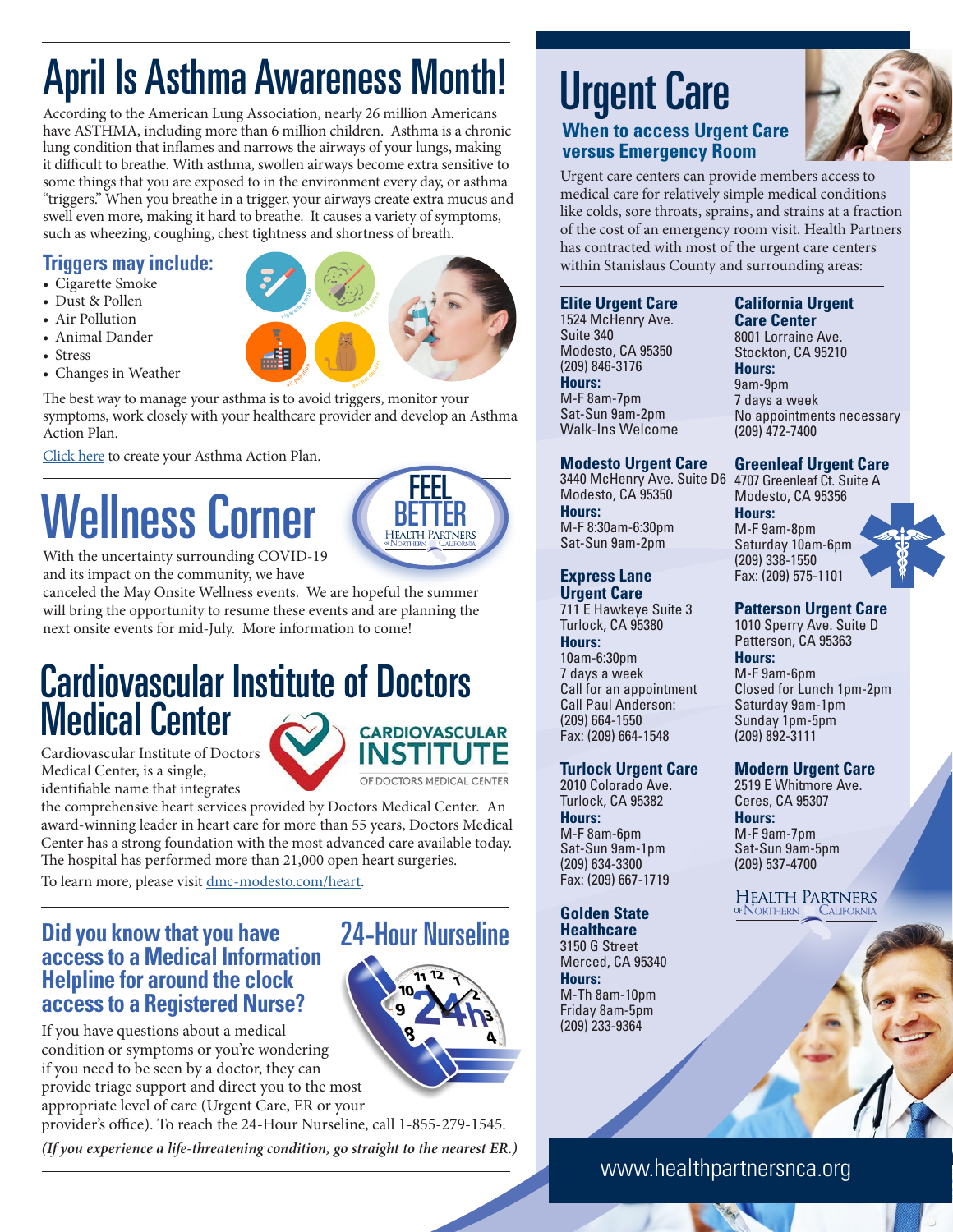# April Is Asthma Awareness Month!

According to the American Lung Association, nearly 26 million Americans have ASTHMA, including more than 6 million children. Asthma is a chronic lung condition that inflames and narrows the airways of your lungs, making it difficult to breathe. With asthma, swollen airways become extra sensitive to some things that you are exposed to in the environment every day, or asthma "triggers." When you breathe in a trigger, your airways create extra mucus and swell even more, making it hard to breathe. It causes a variety of symptoms, such as wheezing, coughing, chest tightness and shortness of breath.

## Triggers may include:

- Cigarette Smoke
- Dust & Pollen
- Air Pollution
- Animal Dander
- Stress
- Changes in Weather

The best way to manage your asthma is to avoid triggers, monitor your symptoms, work closely with your healthcare provider and develop an Asthma Action Plan.

Click here to create your Asthma Action Plan.

# Wellness Corner

FEEL BETTER
HEALTH PARTNERS OF NORTHERN CALIFORNIA

With the uncertainty surrounding COVID-19 and its impact on the community, we have canceled the May Onsite Wellness events. We are hopeful the summer will bring the opportunity to resume these events and are planning the next onsite events for mid-July. More information to come!

# Cardiovascular Institute of Doctors Medical Center

CARDIOVASCULAR INSTITUTE OF DOCTORS MEDICAL CENTER

Cardiovascular Institute of Doctors Medical Center, is a single, identifiable name that integrates the comprehensive heart services provided by Doctors Medical Center. An award-winning leader in heart care for more than 55 years, Doctors Medical Center has a strong foundation with the most advanced care available today. The hospital has performed more than 21,000 open heart surgeries.

To learn more, please visit dmc-modesto.com/heart.

## Did you know that you have access to a Medical Information Helpline for around the clock access to a Registered Nurse?

## 24-Hour Nurseline

If you have questions about a medical condition or symptoms or you're wondering if you need to be seen by a doctor, they can provide triage support and direct you to the most appropriate level of care (Urgent Care, ER or your provider's office). To reach the 24-Hour Nurseline, call 1-855-279-1545.

*(If you experience a life-threatening condition, go straight to the nearest ER.)*

# Urgent Care

## When to access Urgent Care versus Emergency Room

Urgent care centers can provide members access to medical care for relatively simple medical conditions like colds, sore throats, sprains, and strains at a fraction of the cost of an emergency room visit. Health Partners has contracted with most of the urgent care centers within Stanislaus County and surrounding areas:

### Elite Urgent Care
1524 McHenry Ave.
Suite 340
Modesto, CA 95350
(209) 846-3176
**Hours:**
M-F 8am-7pm
Sat-Sun 9am-2pm
Walk-Ins Welcome

### Modesto Urgent Care
3440 McHenry Ave. Suite D6
Modesto, CA 95350
**Hours:**
M-F 8:30am-6:30pm
Sat-Sun 9am-2pm

### Express Lane Urgent Care
711 E Hawkeye Suite 3
Turlock, CA 95380
**Hours:**
10am-6:30pm
7 days a week
Call for an appointment
Call Paul Anderson:
(209) 664-1550
Fax: (209) 664-1548

### Turlock Urgent Care
2010 Colorado Ave.
Turlock, CA 95382
**Hours:**
M-F 8am-6pm
Sat-Sun 9am-1pm
(209) 634-3300
Fax: (209) 667-1719

### Golden State Healthcare
3150 G Street
Merced, CA 95340
**Hours:**
M-Th 8am-10pm
Friday 8am-5pm
(209) 233-9364

### California Urgent Care Center
8001 Lorraine Ave.
Stockton, CA 95210
**Hours:**
9am-9pm
7 days a week
No appointments necessary
(209) 472-7400

### Greenleaf Urgent Care
4707 Greenleaf Ct. Suite A
Modesto, CA 95356
**Hours:**
M-F 9am-8pm
Saturday 10am-6pm
(209) 338-1550
Fax: (209) 575-1101

### Patterson Urgent Care
1010 Sperry Ave. Suite D
Patterson, CA 95363
**Hours:**
M-F 9am-6pm
Closed for Lunch 1pm-2pm
Saturday 9am-1pm
Sunday 1pm-5pm
(209) 892-3111

### Modern Urgent Care
2519 E Whitmore Ave.
Ceres, CA 95307
**Hours:**
M-F 9am-7pm
Sat-Sun 9am-5pm
(209) 537-4700

HEALTH PARTNERS OF NORTHERN CALIFORNIA

www.healthpartnersnca.org